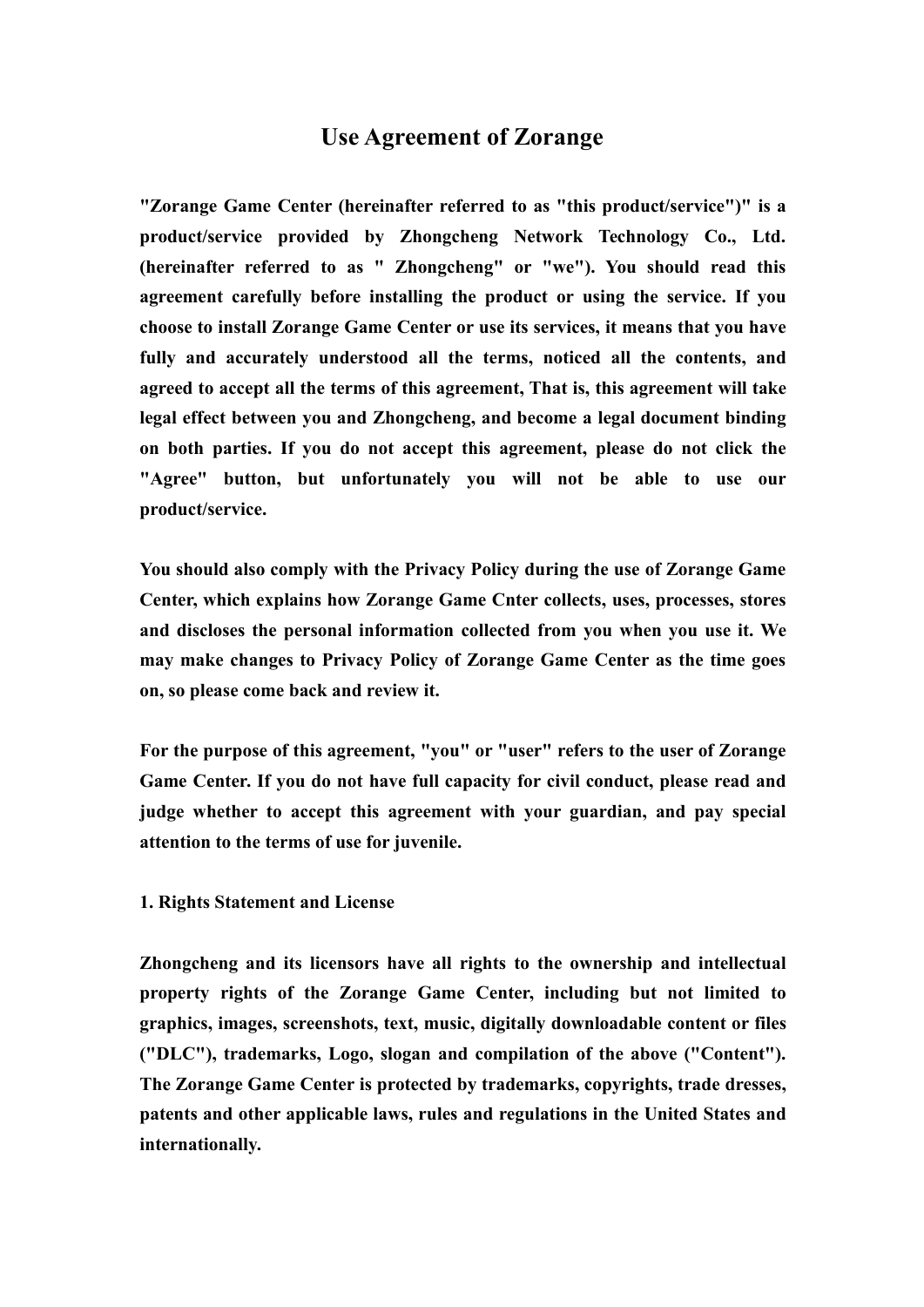# Use Agreement of Zorange

**"Zorange Game Center (hereinafter referred to as "this product/service")" is a product/service provided by Zhongcheng Network Technology Co., Ltd. (hereinafter referred to as " Zhongcheng" or "we"). You should read this agreement carefully before installing the product or using the service. If you choose to install Zorange Game Center or use its services, it means that you have fully and accurately understood all the terms, noticed all the contents, and agreed to accept all the terms of this agreement, That is, this agreement will take legal effect between you and Zhongcheng, and become a legal document binding on both parties. If you do not accept this agreement, please do not click the "Agree" button, but unfortunately you will not be able to use our product/service.**

**You should also comply with the Privacy Policy during the use of Zorange Game Center, which explains how Zorange Game Cnter collects, uses, processes, stores and discloses the personal information collected from you when you use it. We may make changes to Privacy Policy of Zorange Game Center as the time goes on, so please come back and review it.**

**For the purpose of this agreement, "you" or "user" refers to the user of Zorange Game Center. If you do not have full capacity for civil conduct, please read and judge whether to accept this agreement with your guardian, and pay special attention to the terms of use for juvenile.**

## 1. Rights Statement and License

**Zhongcheng and its licensors have all rights to the ownership and intellectual property rights of the Zorange Game Center, including but not limited to graphics, images, screenshots, text, music, digitally downloadable content or files ("DLC"), trademarks, Logo, slogan and compilation of the above ("Content"). The Zorange Game Center is protected by trademarks, copyrights, trade dresses, patents and other applicable laws, rules and regulations in the United States and internationally.**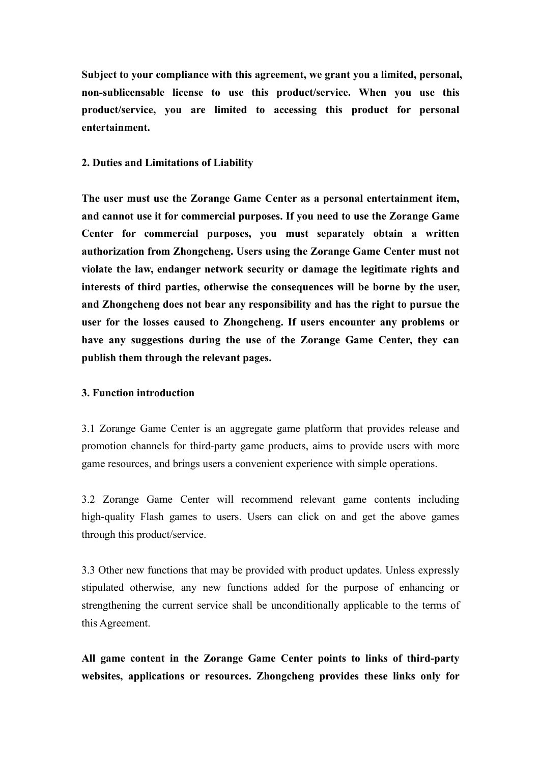**Subject to your compliance with this agreement, we grant you a limited, personal, non-sublicensable license to use this product/service. When you use this product/service, you are limited to accessing this product for personal entertainment.**

**2. Duties and Limitations of Liability**

**The user must use the Zorange Game Center as a personal entertainment item, and cannot use it for commercial purposes. If you need to use the Zorange Game Center for commercial purposes, you must separately obtain a written authorization from Zhongcheng. Users using the Zorange Game Center must not violate the law, endanger network security or damage the legitimate rights and interests of third parties, otherwise the consequences will be borne by the user, and Zhongcheng does not bear any responsibility and has the right to pursue the user for the losses caused to Zhongcheng. If users encounter any problems or have any suggestions during the use of the Zorange Game Center, they can publish them through the relevant pages.**

**3. Function introduction**

3.1 Zorange Game Center is an aggregate game platform that provides release and promotion channels for third-party game products, aims to provide users with more game resources, and brings users a convenient experience with simple operations.

3.2 Zorange Game Center will recommend relevant game contents including high-quality Flash games to users. Users can click on and get the above games through this product/service.

3.3 Other new functions that may be provided with product updates. Unless expressly stipulated otherwise, any new functions added for the purpose of enhancing or strengthening the current service shall be unconditionally applicable to the terms of this Agreement.

**All game content in the Zorange Game Center points to links of third-party websites, applications or resources. Zhongcheng provides these links only for**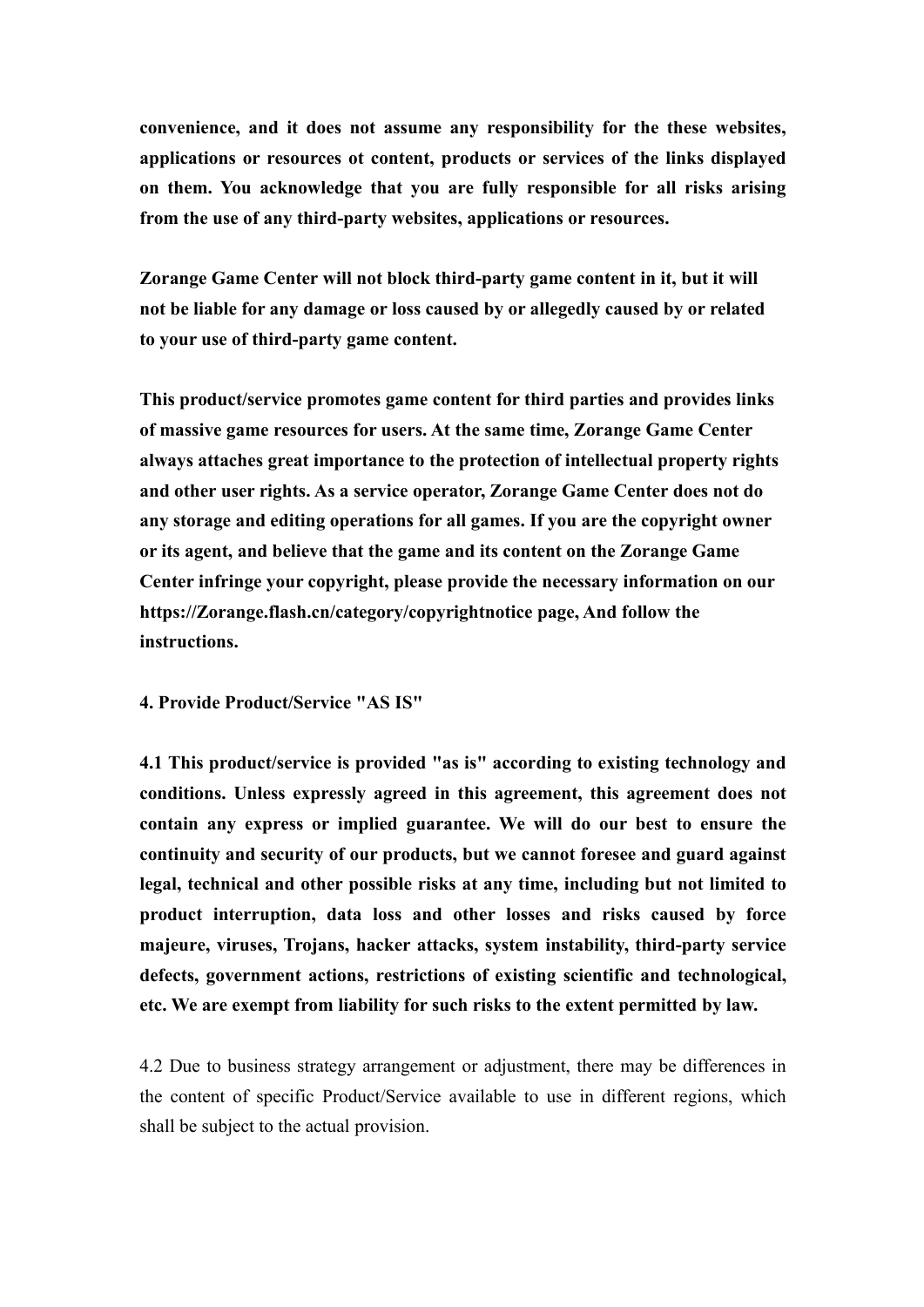**convenience, and it does not assume any responsibility for the these websites, applications or resources ot content, products or services of the links displayed on them. You acknowledge that you are fully responsible for all risks arising from the use of any third-party websites, applications or resources.**

**Zorange Game Center will not block third-party game content in it, but it will not be liable for any damage or loss caused by or allegedly caused by or related to your use of third-party game content.**

**This product/service promotes game content for third parties and provides links of massive game resources for users. At the same time, Zorange Game Center always attaches great importance to the protection of intellectual property rights and other user rights. As a service operator, Zorange Game Center does not do any storage and editing operations for all games. If you are the copyright owner or its agent, and believe that the game and its content on the Zorange Game Center infringe your copyright, please provide the necessary information on our https://Zorange.flash.cn/category/copyrightnotice page, And follow the instructions.**

**4. Provide Product/Service "AS IS"**

**4.1 This product/service is provided "as is" according to existing technology and conditions. Unless expressly agreed in this agreement, this agreement does not contain any express or implied guarantee. We will do our best to ensure the continuity and security of our products, but we cannot foresee and guard against legal, technical and other possible risks at any time, including but not limited to product interruption, data loss and other losses and risks caused by force majeure, viruses, Trojans, hacker attacks, system instability, third-party service defects, government actions, restrictions of existing scientific and technological, etc. We are exempt from liability for such risks to the extent permitted by law.**

4.2 Due to business strategy arrangement or adjustment, there may be differences in the content of specific Product/Service available to use in different regions, which shall be subject to the actual provision.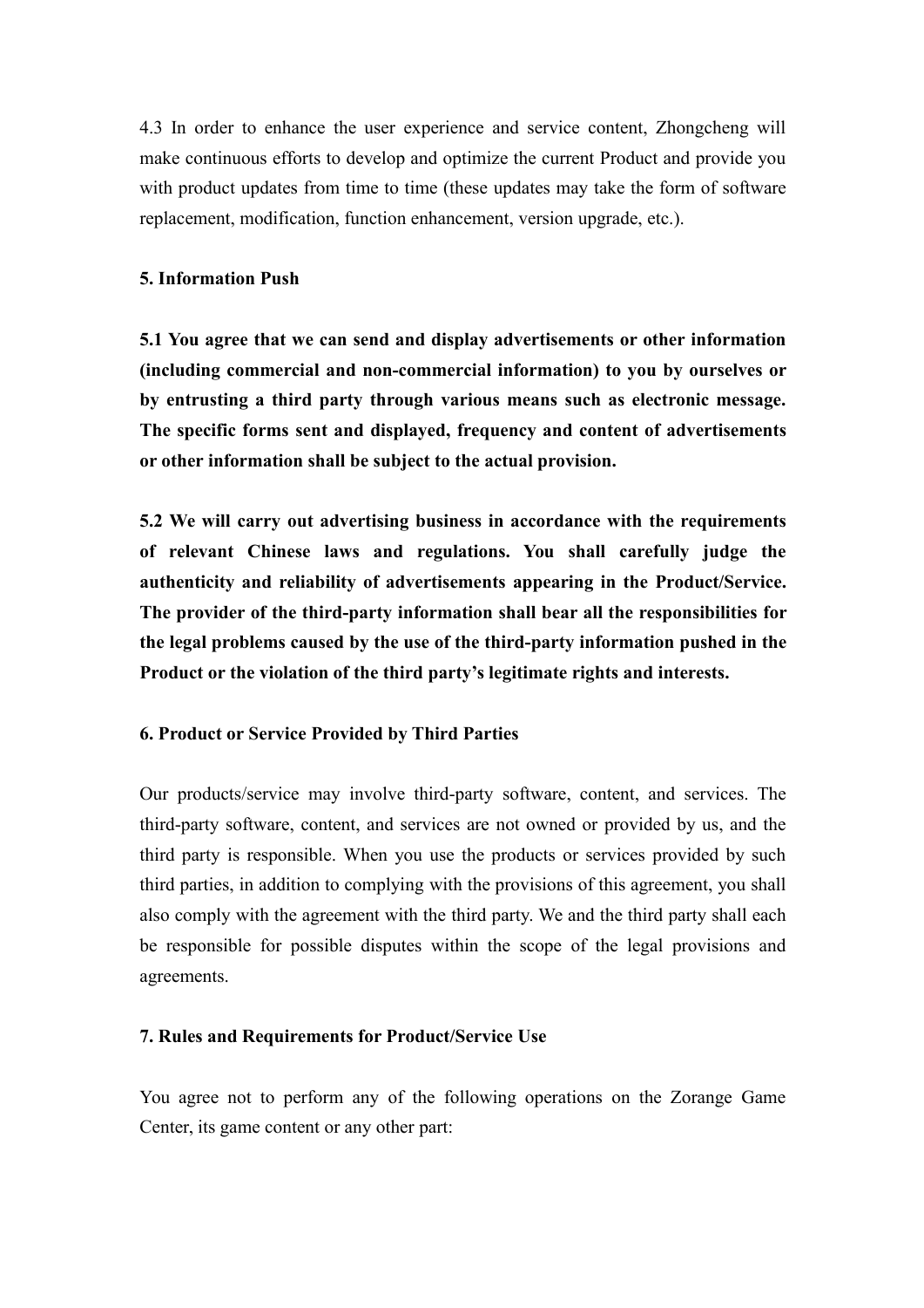4.3 In order to enhance the user experience and service content, Zhongcheng will make continuous efforts to develop and optimize the current Product and provide you with product updates from time to time (these updates may take the form of software replacement, modification, function enhancement, version upgrade, etc.).

**5. Information Push**

**5.1 You agree that we can send and display advertisements or other information (including commercial and non-commercial information) to you by ourselves or by entrusting a third party through various means such as electronic message. The specific forms sent and displayed, frequency and content of advertisements or other information shall be subject to the actual provision.**

**5.2 We will carry out advertising business in accordance with the requirements of relevant Chinese laws and regulations. You shall carefully judge the authenticity and reliability of advertisements appearing in the Product/Service. The provider of the third-party information shall bear all the responsibilities for the legal problems caused by the use of the third-party information pushed in the Product or the violation of the third party's legitimate rights and interests.**

**6. Product or Service Provided by Third Parties**

Our products/service may involve third-party software, content, and services. The third-party software, content, and services are not owned or provided by us, and the third party is responsible. When you use the products or services provided by such third parties, in addition to complying with the provisions of this agreement, you shall also comply with the agreement with the third party. We and the third party shall each be responsible for possible disputes within the scope of the legal provisions and agreements.

**7. Rules and Requirements for Product/Service Use**

You agree not to perform any of the following operations on the Zorange Game Center, its game content or any other part: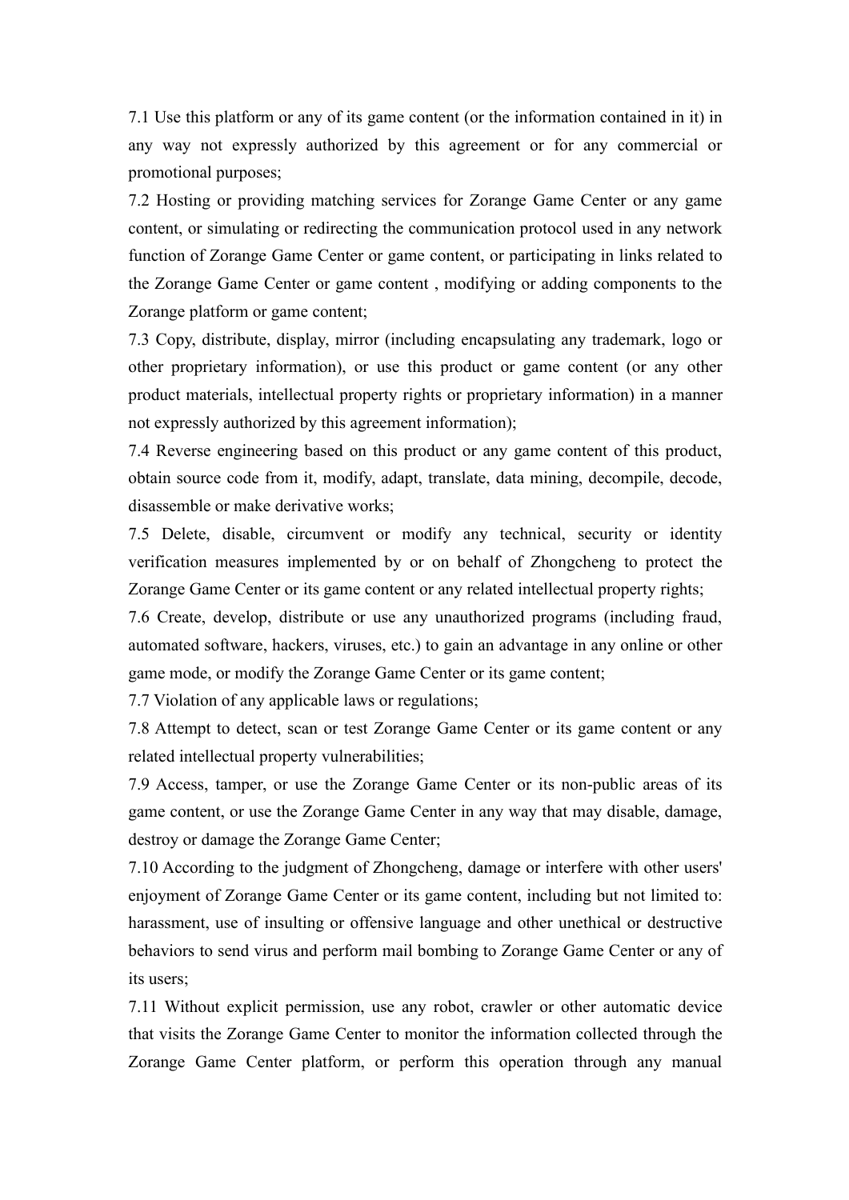7.1 Use this platform or any of its game content (or the information contained in it) in any way not expressly authorized by this agreement or for any commercial or promotional purposes;

7.2 Hosting or providing matching services for Zorange Game Center or any game content, or simulating or redirecting the communication protocol used in any network function of Zorange Game Center or game content, or participating in links related to the Zorange Game Center or game content , modifying or adding components to the Zorange platform or game content;

7.3 Copy, distribute, display, mirror (including encapsulating any trademark, logo or other proprietary information), or use this product or game content (or any other product materials, intellectual property rights or proprietary information) in a manner not expressly authorized by this agreement information);

7.4 Reverse engineering based on this product or any game content of this product, obtain source code from it, modify, adapt, translate, data mining, decompile, decode, disassemble or make derivative works;

7.5 Delete, disable, circumvent or modify any technical, security or identity verification measures implemented by or on behalf of Zhongcheng to protect the Zorange Game Center or its game content or any related intellectual property rights;

7.6 Create, develop, distribute or use any unauthorized programs (including fraud, automated software, hackers, viruses, etc.) to gain an advantage in any online or other game mode, or modify the Zorange Game Center or its game content;

7.7 Violation of any applicable laws or regulations;

7.8 Attempt to detect, scan or test Zorange Game Center or its game content or any related intellectual property vulnerabilities;

7.9 Access, tamper, or use the Zorange Game Center or its non-public areas of its game content, or use the Zorange Game Center in any way that may disable, damage, destroy or damage the Zorange Game Center;

7.10 According to the judgment of Zhongcheng, damage or interfere with other users' enjoyment of Zorange Game Center or its game content, including but not limited to: harassment, use of insulting or offensive language and other unethical or destructive behaviors to send virus and perform mail bombing to Zorange Game Center or any of its users;

7.11 Without explicit permission, use any robot, crawler or other automatic device that visits the Zorange Game Center to monitor the information collected through the Zorange Game Center platform, or perform this operation through any manual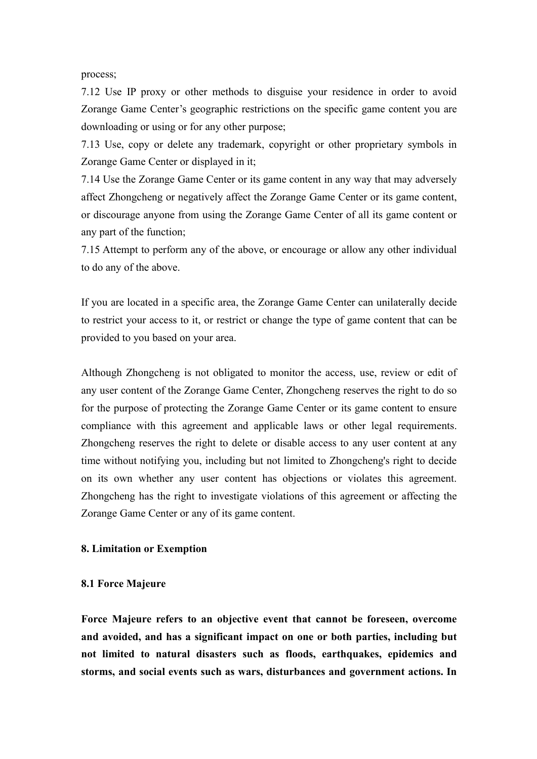process;

7.12 Use IP proxy or other methods to disguise your residence in order to avoid Zorange Game Center's geographic restrictions on the specific game content you are downloading or using or for any other purpose;

7.13 Use, copy or delete any trademark, copyright or other proprietary symbols in Zorange Game Center or displayed in it;

7.14 Use the Zorange Game Center or its game content in any way that may adversely affect Zhongcheng or negatively affect the Zorange Game Center or its game content, or discourage anyone from using the Zorange Game Center of all its game content or any part of the function;

7.15 Attempt to perform any of the above, or encourage or allow any other individual to do any of the above.

If you are located in a specific area, the Zorange Game Center can unilaterally decide to restrict your access to it, or restrict or change the type of game content that can be provided to you based on your area.

Although Zhongcheng is not obligated to monitor the access, use, review or edit of any user content of the Zorange Game Center, Zhongcheng reserves the right to do so for the purpose of protecting the Zorange Game Center or its game content to ensure compliance with this agreement and applicable laws or other legal requirements. Zhongcheng reserves the right to delete or disable access to any user content at any time without notifying you, including but not limited to Zhongcheng's right to decide on its own whether any user content has objections or violates this agreement. Zhongcheng has the right to investigate violations of this agreement or affecting the Zorange Game Center or any of its game content.

**8. Limitation or Exemption**

**8.1 Force Majeure**

**Force Majeure refers to an objective event that cannot be foreseen, overcome and avoided, and has a significant impact on one or both parties, including but not limited to natural disasters such as floods, earthquakes, epidemics and storms, and social events such as wars, disturbances and government actions. In**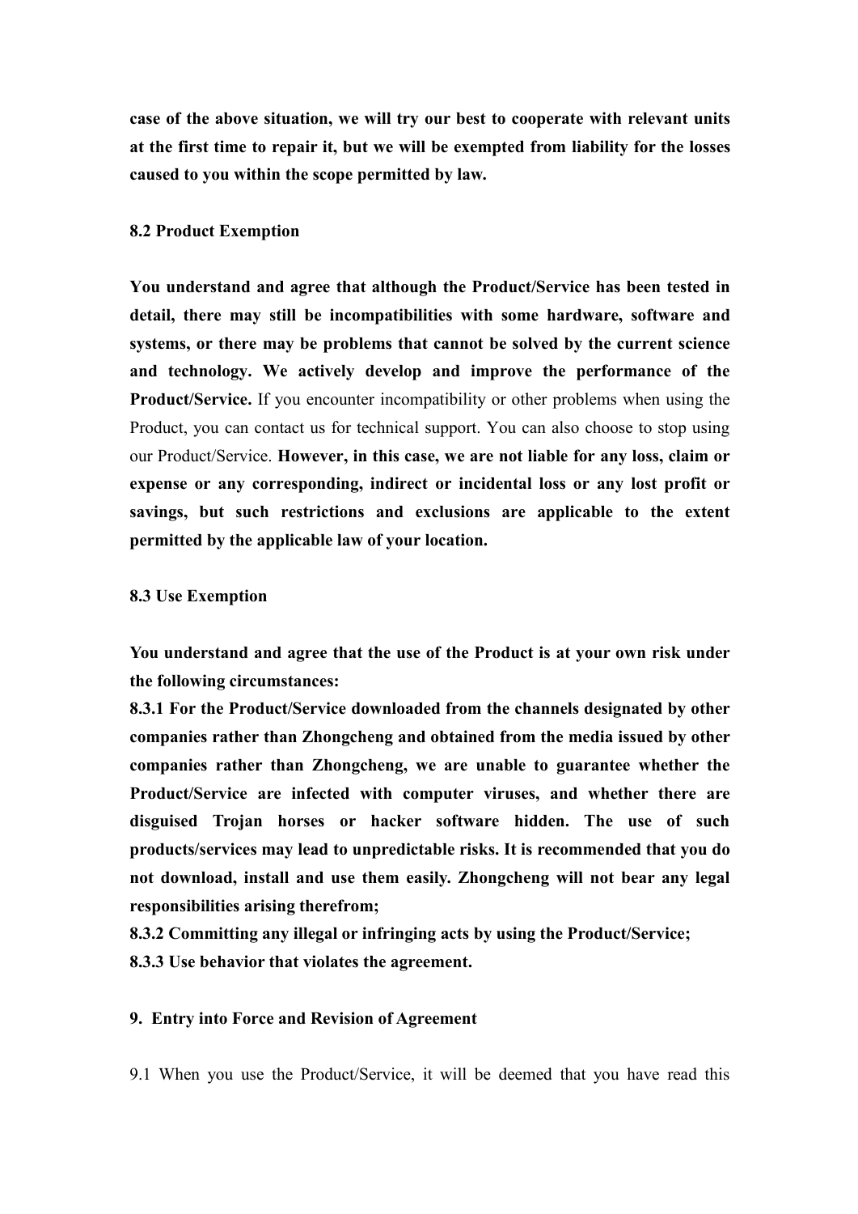**case of the above situation, we will try our best to cooperate with relevant units at the first time to repair it, but we will be exempted from liability for the losses caused to you within the scope permitted by law.**

**8.2 Product Exemption**

**You understand and agree that although the Product/Service has been tested in detail, there may still be incompatibilities with some hardware, software and systems, or there may be problems that cannot be solved by the current science and technology. We actively develop and improve the performance of the Product/Service.** If you encounter incompatibility or other problems when using the Product, you can contact us for technical support. You can also choose to stop using our Product/Service. **However, in this case, we are not liable for any loss, claim or expense or any corresponding, indirect or incidental loss or any lost profit or savings, but such restrictions and exclusions are applicable to the extent permitted by the applicable law of your location.**

**8.3 Use Exemption**

**You understand and agree that the use of the Product is at your own risk under the following circumstances:**
**8.3.1 For the Product/Service downloaded from the channels designated by other companies rather than Zhongcheng and obtained from the media issued by other companies rather than Zhongcheng, we are unable to guarantee whether the Product/Service are infected with computer viruses, and whether there are disguised Trojan horses or hacker software hidden. The use of such products/services may lead to unpredictable risks. It is recommended that you do not download, install and use them easily. Zhongcheng will not bear any legal responsibilities arising therefrom;**
**8.3.2 Committing any illegal or infringing acts by using the Product/Service;**
**8.3.3 Use behavior that violates the agreement.**

**9. Entry into Force and Revision of Agreement**

9.1 When you use the Product/Service, it will be deemed that you have read this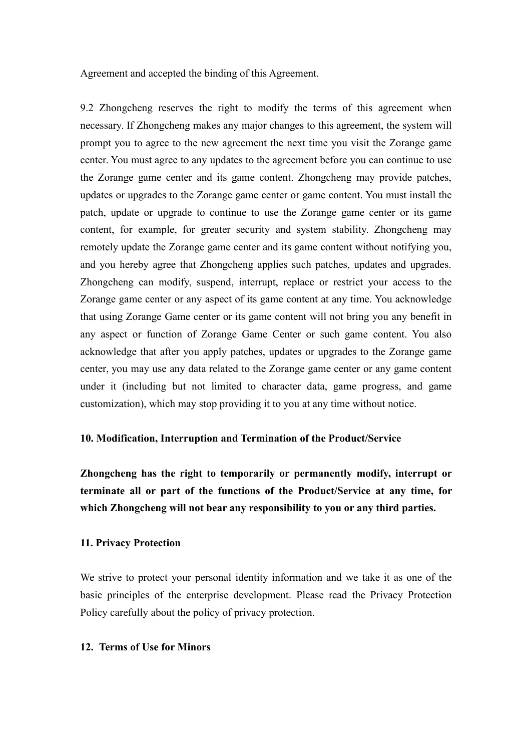Agreement and accepted the binding of this Agreement.

9.2 Zhongcheng reserves the right to modify the terms of this agreement when necessary. If Zhongcheng makes any major changes to this agreement, the system will prompt you to agree to the new agreement the next time you visit the Zorange game center. You must agree to any updates to the agreement before you can continue to use the Zorange game center and its game content. Zhongcheng may provide patches, updates or upgrades to the Zorange game center or game content. You must install the patch, update or upgrade to continue to use the Zorange game center or its game content, for example, for greater security and system stability. Zhongcheng may remotely update the Zorange game center and its game content without notifying you, and you hereby agree that Zhongcheng applies such patches, updates and upgrades. Zhongcheng can modify, suspend, interrupt, replace or restrict your access to the Zorange game center or any aspect of its game content at any time. You acknowledge that using Zorange Game center or its game content will not bring you any benefit in any aspect or function of Zorange Game Center or such game content. You also acknowledge that after you apply patches, updates or upgrades to the Zorange game center, you may use any data related to the Zorange game center or any game content under it (including but not limited to character data, game progress, and game customization), which may stop providing it to you at any time without notice.

**10. Modification, Interruption and Termination of the Product/Service**

**Zhongcheng has the right to temporarily or permanently modify, interrupt or terminate all or part of the functions of the Product/Service at any time, for which Zhongcheng will not bear any responsibility to you or any third parties.**

**11. Privacy Protection**

We strive to protect your personal identity information and we take it as one of the basic principles of the enterprise development. Please read the Privacy Protection Policy carefully about the policy of privacy protection.

**12. Terms of Use for Minors**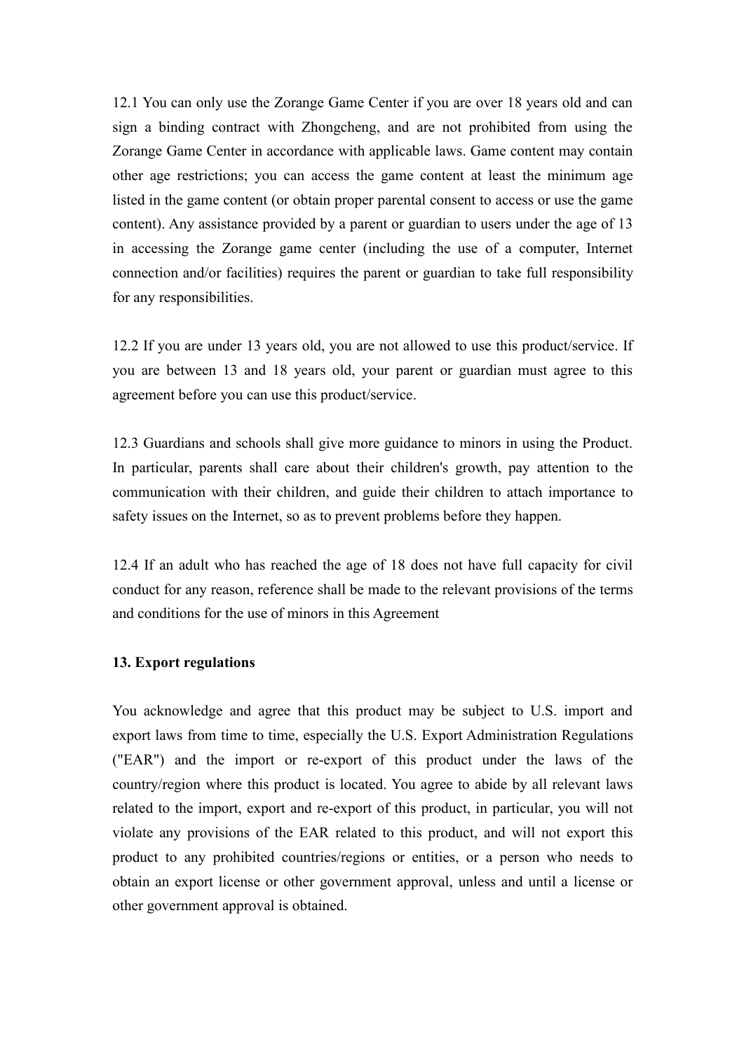12.1 You can only use the Zorange Game Center if you are over 18 years old and can sign a binding contract with Zhongcheng, and are not prohibited from using the Zorange Game Center in accordance with applicable laws. Game content may contain other age restrictions; you can access the game content at least the minimum age listed in the game content (or obtain proper parental consent to access or use the game content). Any assistance provided by a parent or guardian to users under the age of 13 in accessing the Zorange game center (including the use of a computer, Internet connection and/or facilities) requires the parent or guardian to take full responsibility for any responsibilities.

12.2 If you are under 13 years old, you are not allowed to use this product/service. If you are between 13 and 18 years old, your parent or guardian must agree to this agreement before you can use this product/service.

12.3 Guardians and schools shall give more guidance to minors in using the Product. In particular, parents shall care about their children's growth, pay attention to the communication with their children, and guide their children to attach importance to safety issues on the Internet, so as to prevent problems before they happen.

12.4 If an adult who has reached the age of 18 does not have full capacity for civil conduct for any reason, reference shall be made to the relevant provisions of the terms and conditions for the use of minors in this Agreement

**13. Export regulations**

You acknowledge and agree that this product may be subject to U.S. import and export laws from time to time, especially the U.S. Export Administration Regulations ("EAR") and the import or re-export of this product under the laws of the country/region where this product is located. You agree to abide by all relevant laws related to the import, export and re-export of this product, in particular, you will not violate any provisions of the EAR related to this product, and will not export this product to any prohibited countries/regions or entities, or a person who needs to obtain an export license or other government approval, unless and until a license or other government approval is obtained.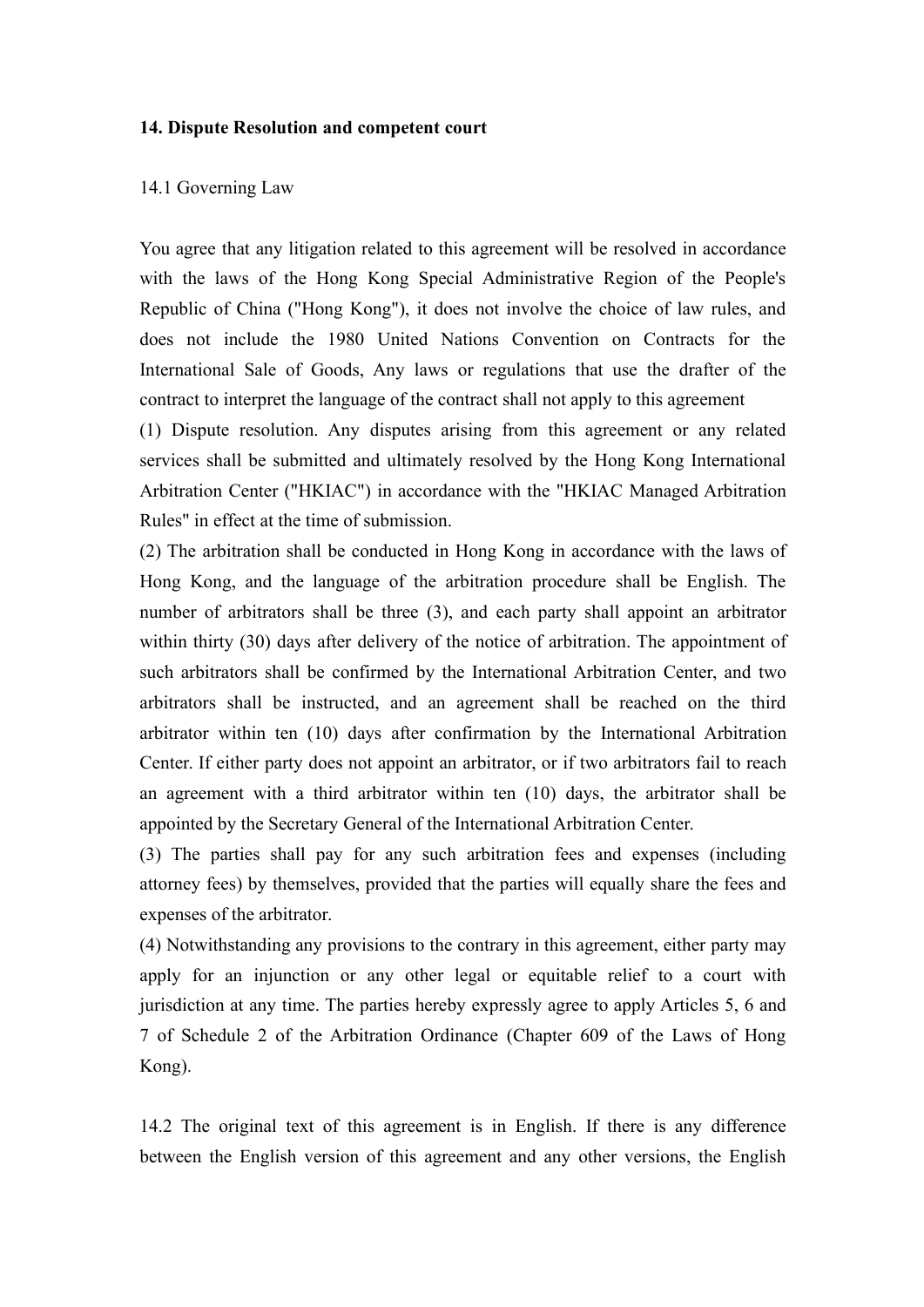**14. Dispute Resolution and competent court**

14.1 Governing Law

You agree that any litigation related to this agreement will be resolved in accordance with the laws of the Hong Kong Special Administrative Region of the People's Republic of China ("Hong Kong"), it does not involve the choice of law rules, and does not include the 1980 United Nations Convention on Contracts for the International Sale of Goods, Any laws or regulations that use the drafter of the contract to interpret the language of the contract shall not apply to this agreement

(1) Dispute resolution. Any disputes arising from this agreement or any related services shall be submitted and ultimately resolved by the Hong Kong International Arbitration Center ("HKIAC") in accordance with the "HKIAC Managed Arbitration Rules" in effect at the time of submission.

(2) The arbitration shall be conducted in Hong Kong in accordance with the laws of Hong Kong, and the language of the arbitration procedure shall be English. The number of arbitrators shall be three (3), and each party shall appoint an arbitrator within thirty (30) days after delivery of the notice of arbitration. The appointment of such arbitrators shall be confirmed by the International Arbitration Center, and two arbitrators shall be instructed, and an agreement shall be reached on the third arbitrator within ten (10) days after confirmation by the International Arbitration Center. If either party does not appoint an arbitrator, or if two arbitrators fail to reach an agreement with a third arbitrator within ten (10) days, the arbitrator shall be appointed by the Secretary General of the International Arbitration Center.

(3) The parties shall pay for any such arbitration fees and expenses (including attorney fees) by themselves, provided that the parties will equally share the fees and expenses of the arbitrator.

(4) Notwithstanding any provisions to the contrary in this agreement, either party may apply for an injunction or any other legal or equitable relief to a court with jurisdiction at any time. The parties hereby expressly agree to apply Articles 5, 6 and 7 of Schedule 2 of the Arbitration Ordinance (Chapter 609 of the Laws of Hong Kong).

14.2 The original text of this agreement is in English. If there is any difference between the English version of this agreement and any other versions, the English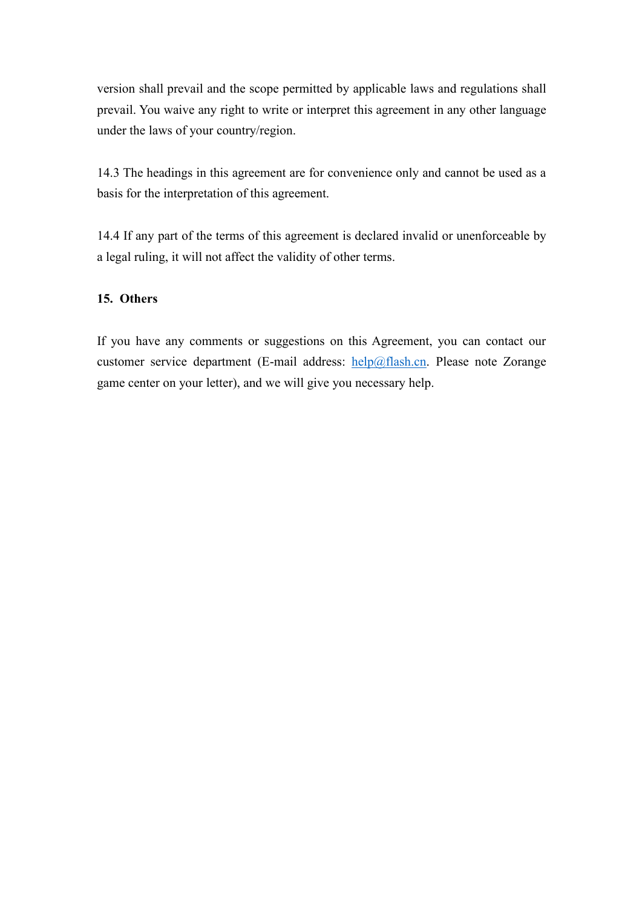version shall prevail and the scope permitted by applicable laws and regulations shall prevail. You waive any right to write or interpret this agreement in any other language under the laws of your country/region.

14.3 The headings in this agreement are for convenience only and cannot be used as a basis for the interpretation of this agreement.

14.4 If any part of the terms of this agreement is declared invalid or unenforceable by a legal ruling, it will not affect the validity of other terms.

**15. Others**

If you have any comments or suggestions on this Agreement, you can contact our customer service department (E-mail address: help@flash.cn. Please note Zorange game center on your letter), and we will give you necessary help.